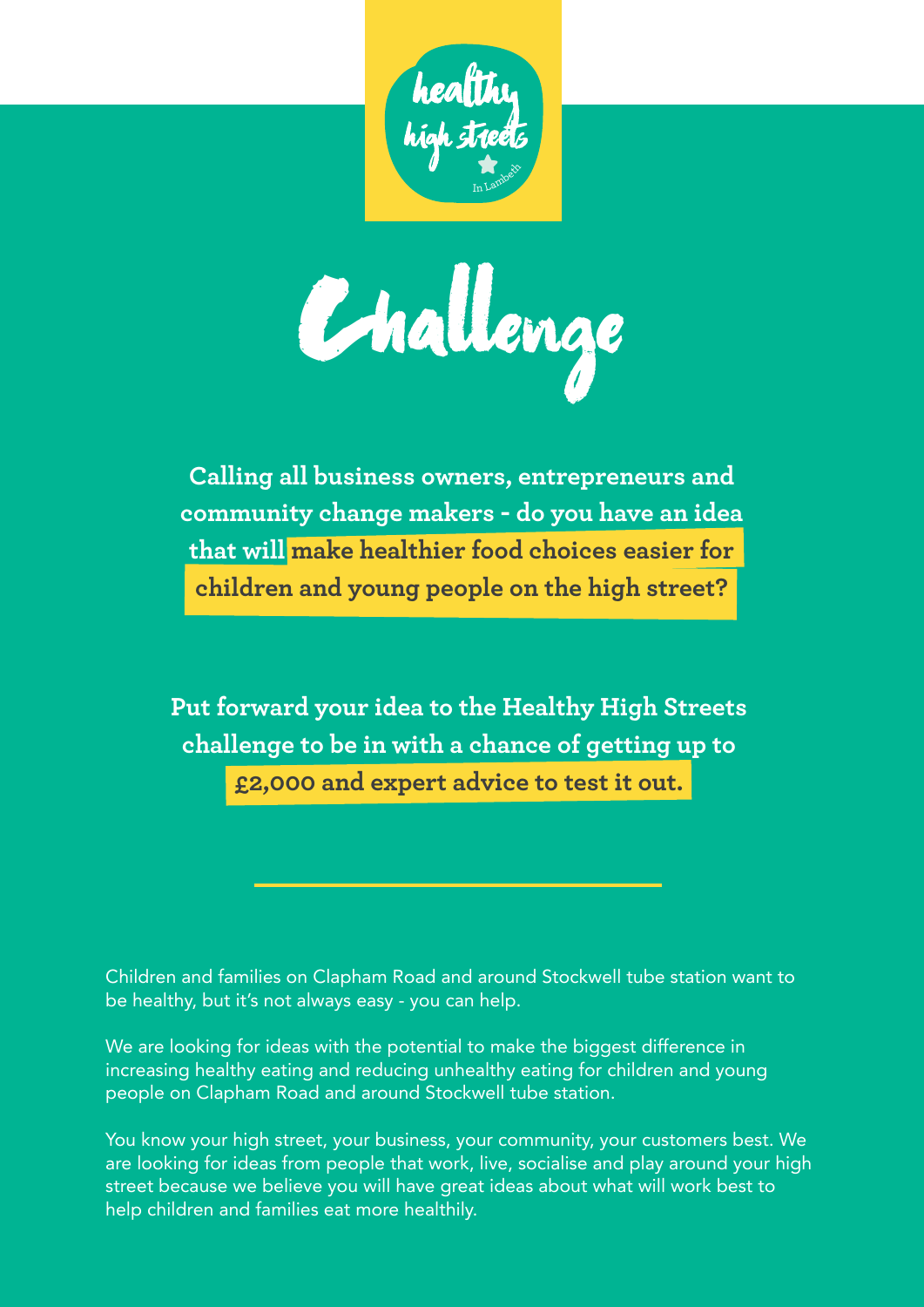healthy high streets

In Lambeth

# Challenge

**Calling all business owners, entrepreneurs and community change makers - do you have an idea that will make healthier food choices easier for children and young people on the high street?**

**Put forward your idea to the Healthy High Streets challenge to be in with a chance of getting up to £2,000 and expert advice to test it out.**

---

Children and families on Clapham Road and around Stockwell tube station want to be healthy, but it's not always easy - you can help.

We are looking for ideas with the potential to make the biggest difference in increasing healthy eating and reducing unhealthy eating for children and young people on Clapham Road and around Stockwell tube station.

You know your high street, your business, your community, your customers best. We are looking for ideas from people that work, live, socialise and play around your high street because we believe you will have great ideas about what will work best to help children and families eat more healthily.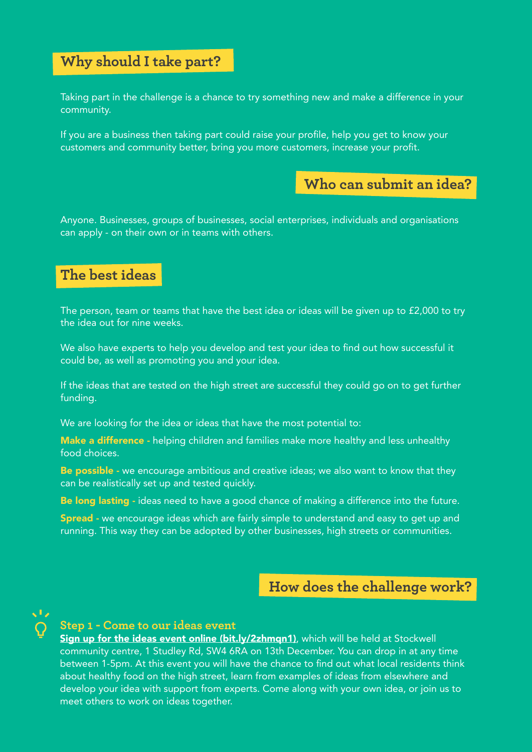## Why should I take part?

Taking part in the challenge is a chance to try something new and make a difference in your community.

If you are a business then taking part could raise your profile, help you get to know your customers and community better, bring you more customers, increase your profit.

## Who can submit an idea?

Anyone. Businesses, groups of businesses, social enterprises, individuals and organisations can apply - on their own or in teams with others.

## The best ideas

The person, team or teams that have the best idea or ideas will be given up to £2,000 to try the idea out for nine weeks.

We also have experts to help you develop and test your idea to find out how successful it could be, as well as promoting you and your idea.

If the ideas that are tested on the high street are successful they could go on to get further funding.

We are looking for the idea or ideas that have the most potential to:

**Make a difference -** helping children and families make more healthy and less unhealthy food choices.

**Be possible -** we encourage ambitious and creative ideas; we also want to know that they can be realistically set up and tested quickly.

**Be long lasting -** ideas need to have a good chance of making a difference into the future.

**Spread -** we encourage ideas which are fairly simple to understand and easy to get up and running. This way they can be adopted by other businesses, high streets or communities.

## How does the challenge work?

### Step 1 - Come to our ideas event

**Sign up for the ideas event online (bit.ly/2zhmqn1)**, which will be held at Stockwell community centre, 1 Studley Rd, SW4 6RA on 13th December. You can drop in at any time between 1-5pm. At this event you will have the chance to find out what local residents think about healthy food on the high street, learn from examples of ideas from elsewhere and develop your idea with support from experts. Come along with your own idea, or join us to meet others to work on ideas together.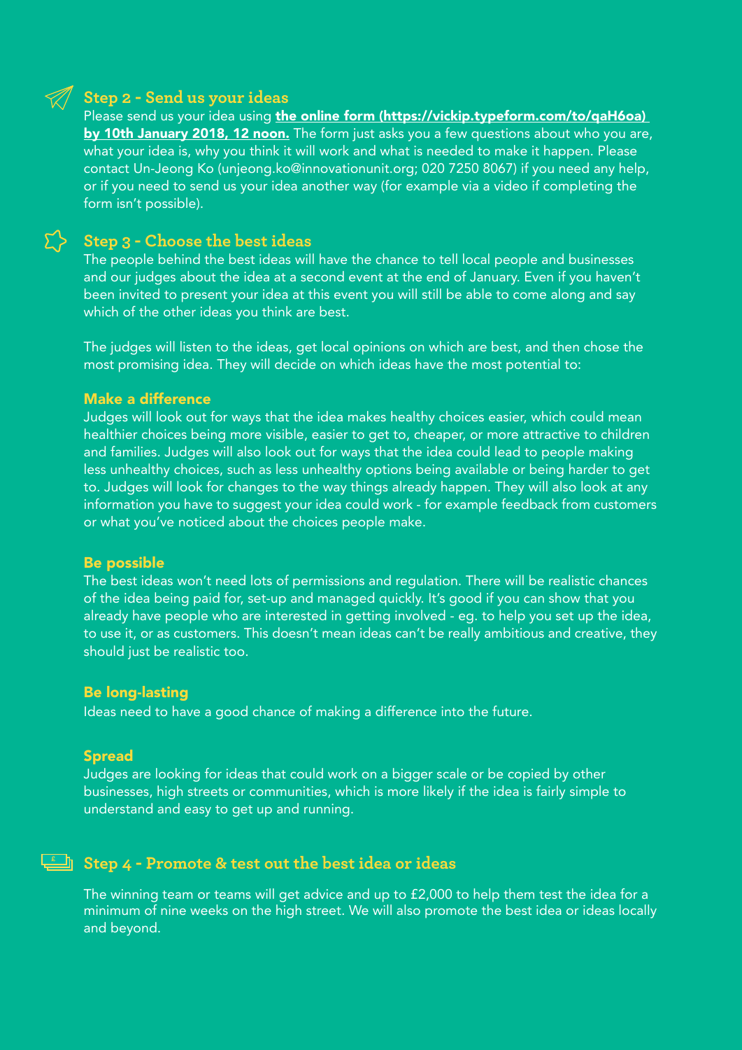## Step 2 - Send us your ideas

Please send us your idea using **the online form (https://vickip.typeform.com/to/qaH6oa) by 10th January 2018, 12 noon.** The form just asks you a few questions about who you are, what your idea is, why you think it will work and what is needed to make it happen. Please contact Un-Jeong Ko (unjeong.ko@innovationunit.org; 020 7250 8067) if you need any help, or if you need to send us your idea another way (for example via a video if completing the form isn't possible).

## Step 3 - Choose the best ideas

The people behind the best ideas will have the chance to tell local people and businesses and our judges about the idea at a second event at the end of January. Even if you haven't been invited to present your idea at this event you will still be able to come along and say which of the other ideas you think are best.

The judges will listen to the ideas, get local opinions on which are best, and then chose the most promising idea. They will decide on which ideas have the most potential to:

### Make a difference

Judges will look out for ways that the idea makes healthy choices easier, which could mean healthier choices being more visible, easier to get to, cheaper, or more attractive to children and families. Judges will also look out for ways that the idea could lead to people making less unhealthy choices, such as less unhealthy options being available or being harder to get to. Judges will look for changes to the way things already happen. They will also look at any information you have to suggest your idea could work - for example feedback from customers or what you've noticed about the choices people make.

### Be possible

The best ideas won't need lots of permissions and regulation. There will be realistic chances of the idea being paid for, set-up and managed quickly. It's good if you can show that you already have people who are interested in getting involved - eg. to help you set up the idea, to use it, or as customers. This doesn't mean ideas can't be really ambitious and creative, they should just be realistic too.

### Be long-lasting

Ideas need to have a good chance of making a difference into the future.

### Spread

Judges are looking for ideas that could work on a bigger scale or be copied by other businesses, high streets or communities, which is more likely if the idea is fairly simple to understand and easy to get up and running.

## Step 4 - Promote & test out the best idea or ideas

The winning team or teams will get advice and up to £2,000 to help them test the idea for a minimum of nine weeks on the high street. We will also promote the best idea or ideas locally and beyond.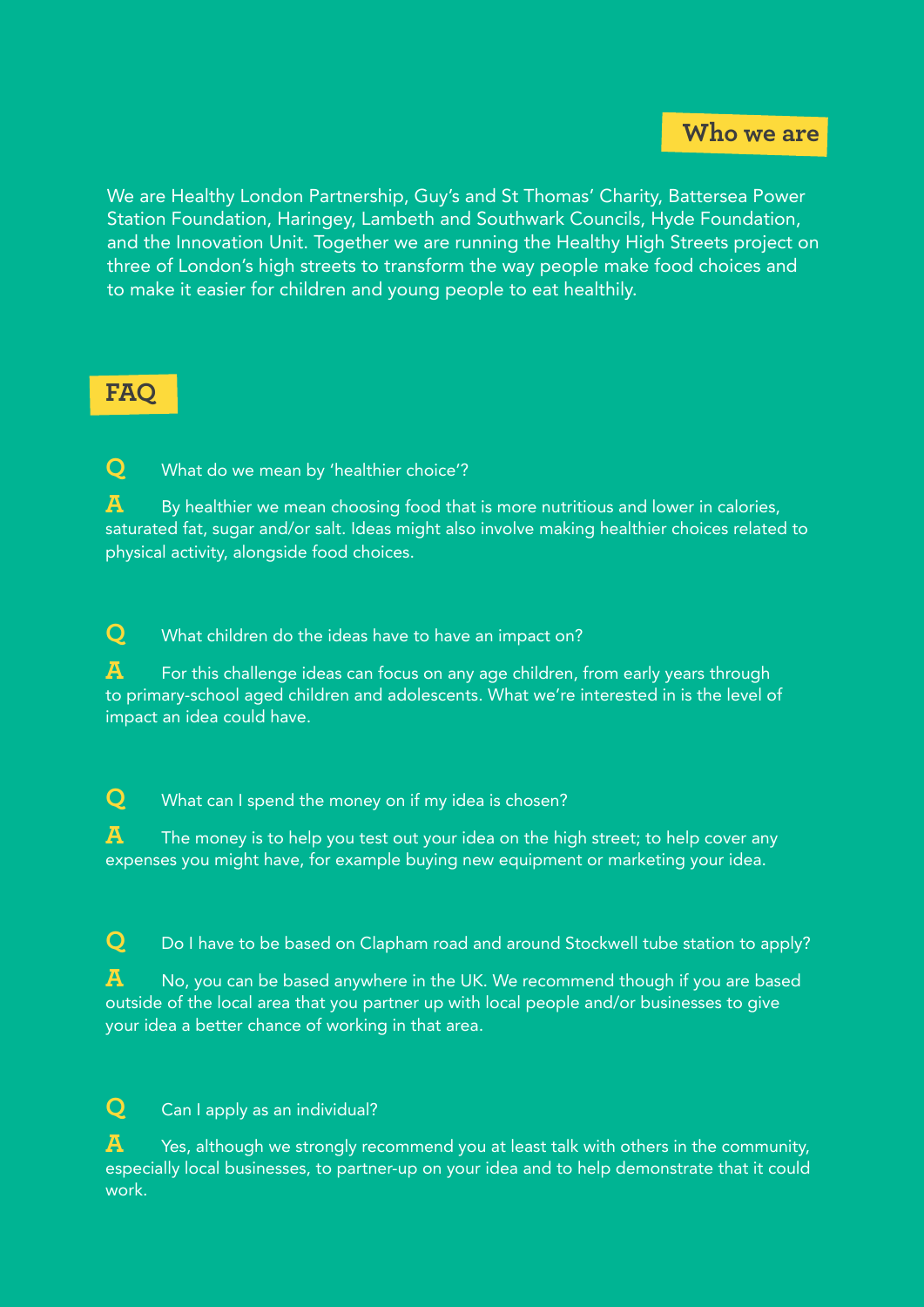## Who we are

We are Healthy London Partnership, Guy's and St Thomas' Charity, Battersea Power Station Foundation, Haringey, Lambeth and Southwark Councils, Hyde Foundation, and the Innovation Unit. Together we are running the Healthy High Streets project on three of London's high streets to transform the way people make food choices and to make it easier for children and young people to eat healthily.

## FAQ

**Q** What do we mean by 'healthier choice'?

**A** By healthier we mean choosing food that is more nutritious and lower in calories, saturated fat, sugar and/or salt. Ideas might also involve making healthier choices related to physical activity, alongside food choices.

**Q** What children do the ideas have to have an impact on?

**A** For this challenge ideas can focus on any age children, from early years through to primary-school aged children and adolescents. What we're interested in is the level of impact an idea could have.

**Q** What can I spend the money on if my idea is chosen?

**A** The money is to help you test out your idea on the high street; to help cover any expenses you might have, for example buying new equipment or marketing your idea.

**Q** Do I have to be based on Clapham road and around Stockwell tube station to apply?

**A** No, you can be based anywhere in the UK. We recommend though if you are based outside of the local area that you partner up with local people and/or businesses to give your idea a better chance of working in that area.

**Q** Can I apply as an individual?

**A** Yes, although we strongly recommend you at least talk with others in the community, especially local businesses, to partner-up on your idea and to help demonstrate that it could work.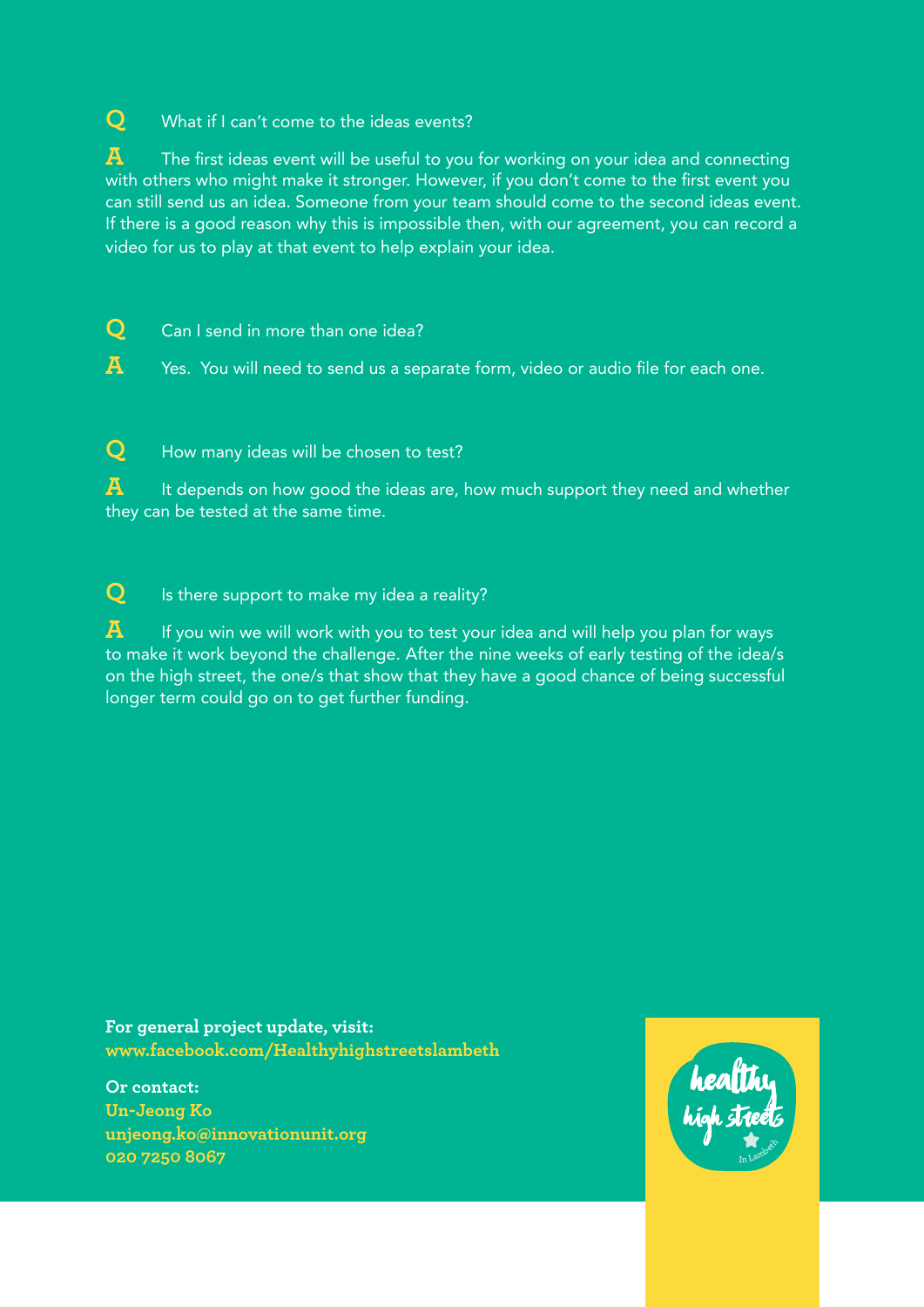**Q** What if I can't come to the ideas events?

**A** The first ideas event will be useful to you for working on your idea and connecting with others who might make it stronger. However, if you don't come to the first event you can still send us an idea. Someone from your team should come to the second ideas event. If there is a good reason why this is impossible then, with our agreement, you can record a video for us to play at that event to help explain your idea.

**Q** Can I send in more than one idea?

**A** Yes. You will need to send us a separate form, video or audio file for each one.

**Q** How many ideas will be chosen to test?

**A** It depends on how good the ideas are, how much support they need and whether they can be tested at the same time.

**Q** Is there support to make my idea a reality?

**A** If you win we will work with you to test your idea and will help you plan for ways to make it work beyond the challenge. After the nine weeks of early testing of the idea/s on the high street, the one/s that show that they have a good chance of being successful longer term could go on to get further funding.

**For general project update, visit:**
**www.facebook.com/Healthyhighstreetslambeth**

**Or contact:**
**Un-Jeong Ko**
**unjeong.ko@innovationunit.org**
**020 7250 8067**

healthy high streets In Lambeth